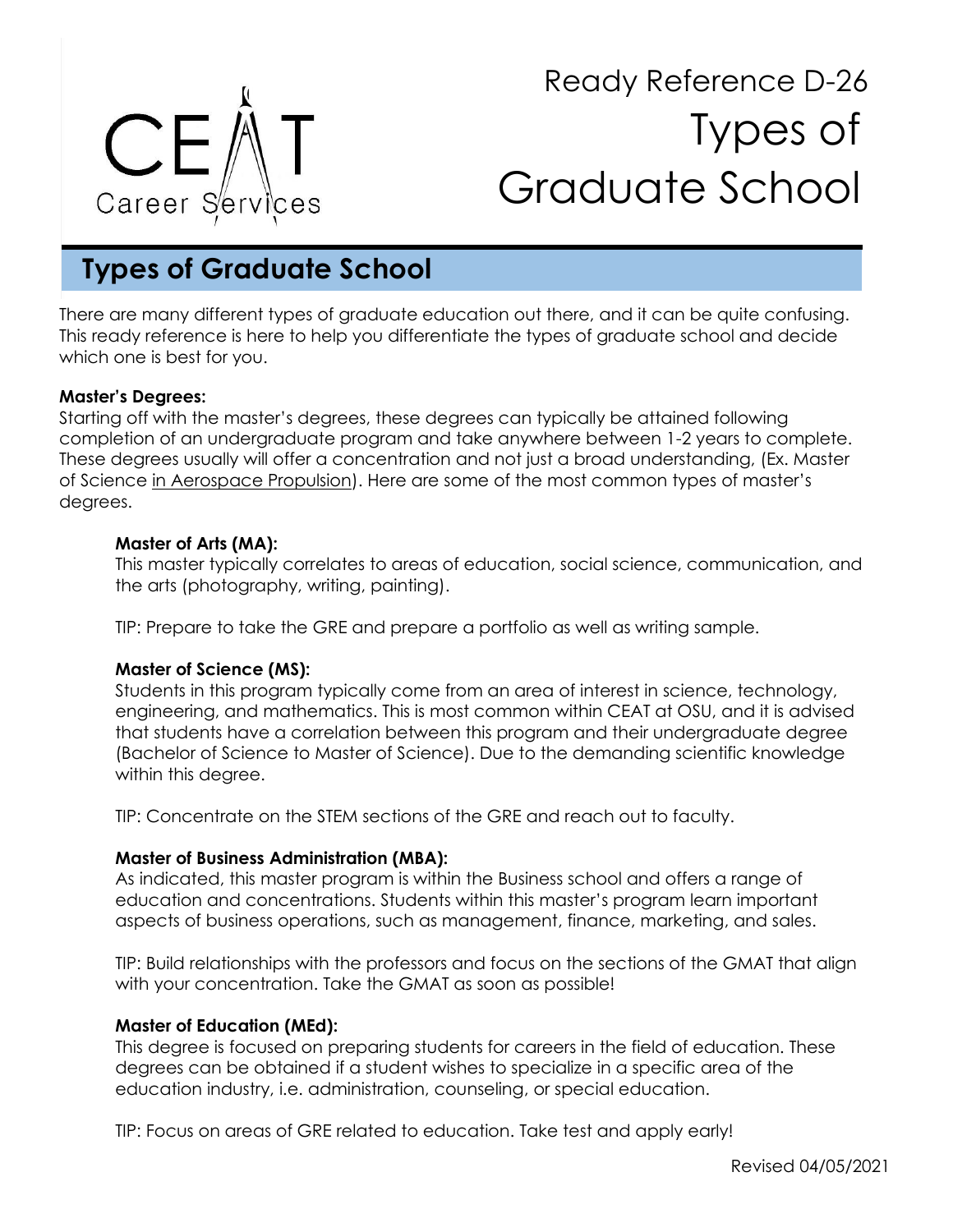CEAT Career Services

# Ready Reference D-26
# Types of Graduate School

## Types of Graduate School

There are many different types of graduate education out there, and it can be quite confusing. This ready reference is here to help you differentiate the types of graduate school and decide which one is best for you.

**Master's Degrees:**

Starting off with the master's degrees, these degrees can typically be attained following completion of an undergraduate program and take anywhere between 1-2 years to complete. These degrees usually will offer a concentration and not just a broad understanding, (Ex. Master of Science in Aerospace Propulsion). Here are some of the most common types of master's degrees.

**Master of Arts (MA):**

This master typically correlates to areas of education, social science, communication, and the arts (photography, writing, painting).

TIP: Prepare to take the GRE and prepare a portfolio as well as writing sample.

**Master of Science (MS):**

Students in this program typically come from an area of interest in science, technology, engineering, and mathematics. This is most common within CEAT at OSU, and it is advised that students have a correlation between this program and their undergraduate degree (Bachelor of Science to Master of Science). Due to the demanding scientific knowledge within this degree.

TIP: Concentrate on the STEM sections of the GRE and reach out to faculty.

**Master of Business Administration (MBA):**

As indicated, this master program is within the Business school and offers a range of education and concentrations. Students within this master's program learn important aspects of business operations, such as management, finance, marketing, and sales.

TIP: Build relationships with the professors and focus on the sections of the GMAT that align with your concentration. Take the GMAT as soon as possible!

**Master of Education (MEd):**

This degree is focused on preparing students for careers in the field of education. These degrees can be obtained if a student wishes to specialize in a specific area of the education industry, i.e. administration, counseling, or special education.

TIP: Focus on areas of GRE related to education. Take test and apply early!

Revised 04/05/2021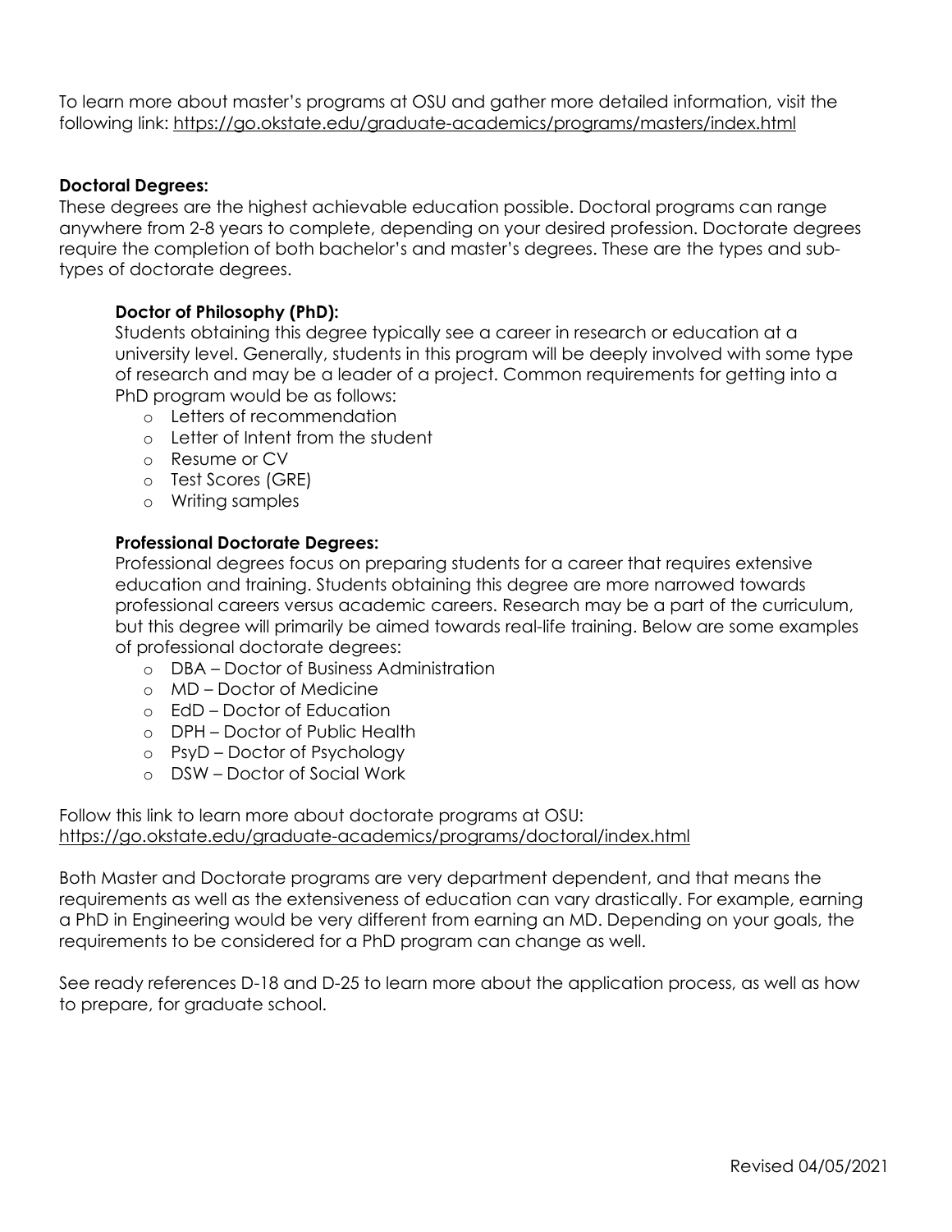To learn more about master's programs at OSU and gather more detailed information, visit the following link: https://go.okstate.edu/graduate-academics/programs/masters/index.html

**Doctoral Degrees:**

These degrees are the highest achievable education possible. Doctoral programs can range anywhere from 2-8 years to complete, depending on your desired profession. Doctorate degrees require the completion of both bachelor's and master's degrees. These are the types and sub-types of doctorate degrees.

**Doctor of Philosophy (PhD):**

Students obtaining this degree typically see a career in research or education at a university level. Generally, students in this program will be deeply involved with some type of research and may be a leader of a project. Common requirements for getting into a PhD program would be as follows:

- Letters of recommendation
- Letter of Intent from the student
- Resume or CV
- Test Scores (GRE)
- Writing samples

**Professional Doctorate Degrees:**

Professional degrees focus on preparing students for a career that requires extensive education and training. Students obtaining this degree are more narrowed towards professional careers versus academic careers. Research may be a part of the curriculum, but this degree will primarily be aimed towards real-life training. Below are some examples of professional doctorate degrees:

- DBA – Doctor of Business Administration
- MD – Doctor of Medicine
- EdD – Doctor of Education
- DPH – Doctor of Public Health
- PsyD – Doctor of Psychology
- DSW – Doctor of Social Work

Follow this link to learn more about doctorate programs at OSU: https://go.okstate.edu/graduate-academics/programs/doctoral/index.html

Both Master and Doctorate programs are very department dependent, and that means the requirements as well as the extensiveness of education can vary drastically. For example, earning a PhD in Engineering would be very different from earning an MD. Depending on your goals, the requirements to be considered for a PhD program can change as well.

See ready references D-18 and D-25 to learn more about the application process, as well as how to prepare, for graduate school.

Revised 04/05/2021